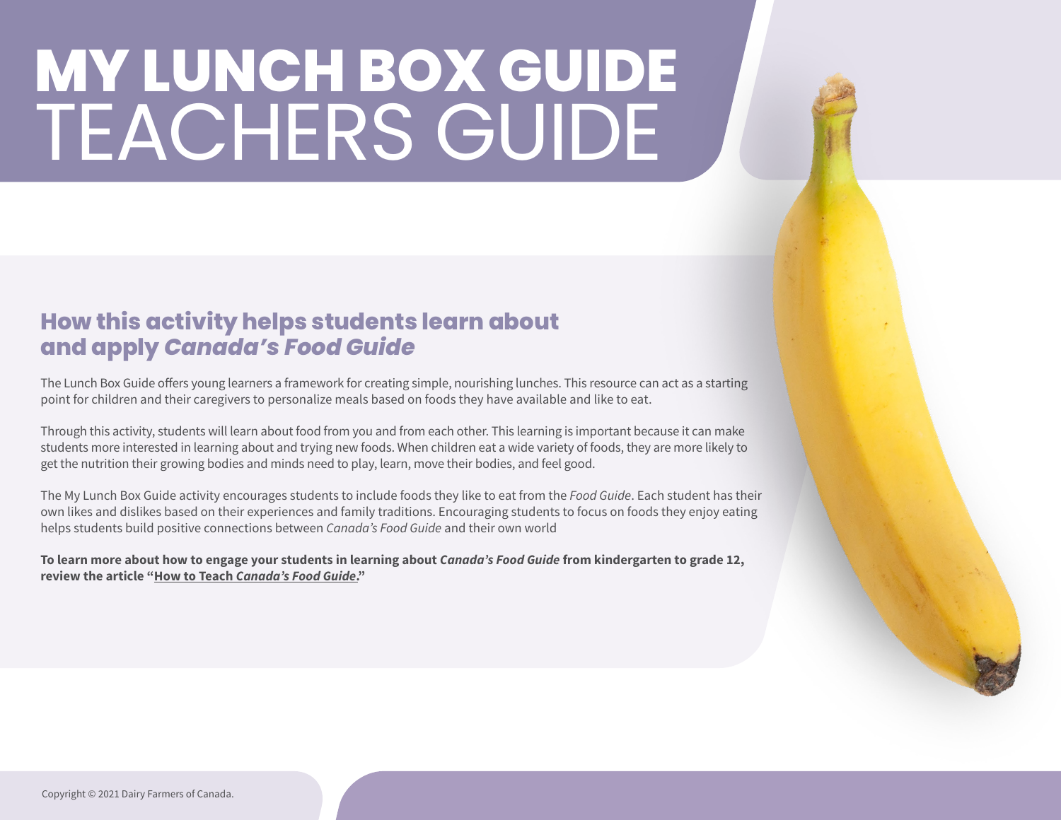# MY LUNCH BOX GUIDE TEACHERS GUIDE

## How this activity helps students learn about and apply *Canada's Food Guide*

The Lunch Box Guide offers young learners a framework for creating simple, nourishing lunches. This resource can act as a starting point for children and their caregivers to personalize meals based on foods they have available and like to eat.

Through this activity, students will learn about food from you and from each other. This learning is important because it can make students more interested in learning about and trying new foods. When children eat a wide variety of foods, they are more likely to get the nutrition their growing bodies and minds need to play, learn, move their bodies, and feel good.

The My Lunch Box Guide activity encourages students to include foods they like to eat from the *Food Guide*. Each student has their own likes and dislikes based on their experiences and family traditions. Encouraging students to focus on foods they enjoy eating helps students build positive connections between *Canada's Food Guide* and their own world

**To learn more about how to engage your students in learning about *Canada's Food Guide* from kindergarten to grade 12, review the article "How to Teach *Canada's Food Guide*."**

Copyright © 2021 Dairy Farmers of Canada.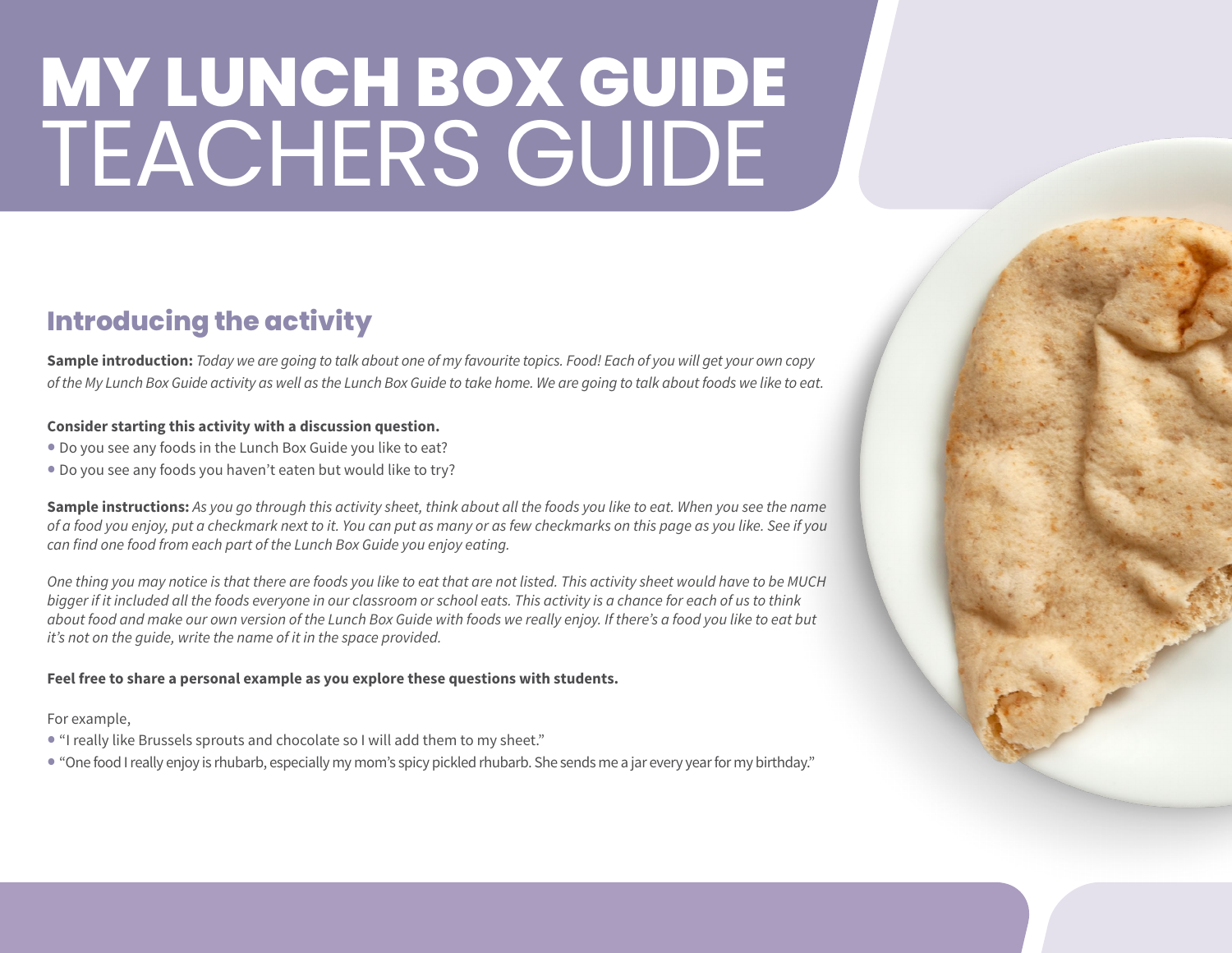# MY LUNCH BOX GUIDE
# TEACHERS GUIDE

## Introducing the activity

**Sample introduction:** *Today we are going to talk about one of my favourite topics. Food! Each of you will get your own copy of the My Lunch Box Guide activity as well as the Lunch Box Guide to take home. We are going to talk about foods we like to eat.*

**Consider starting this activity with a discussion question.**

- Do you see any foods in the Lunch Box Guide you like to eat?
- Do you see any foods you haven't eaten but would like to try?

**Sample instructions:** *As you go through this activity sheet, think about all the foods you like to eat. When you see the name of a food you enjoy, put a checkmark next to it. You can put as many or as few checkmarks on this page as you like. See if you can find one food from each part of the Lunch Box Guide you enjoy eating.*

*One thing you may notice is that there are foods you like to eat that are not listed. This activity sheet would have to be MUCH bigger if it included all the foods everyone in our classroom or school eats. This activity is a chance for each of us to think about food and make our own version of the Lunch Box Guide with foods we really enjoy. If there's a food you like to eat but it's not on the guide, write the name of it in the space provided.*

**Feel free to share a personal example as you explore these questions with students.**

For example,

- "I really like Brussels sprouts and chocolate so I will add them to my sheet."
- "One food I really enjoy is rhubarb, especially my mom's spicy pickled rhubarb. She sends me a jar every year for my birthday."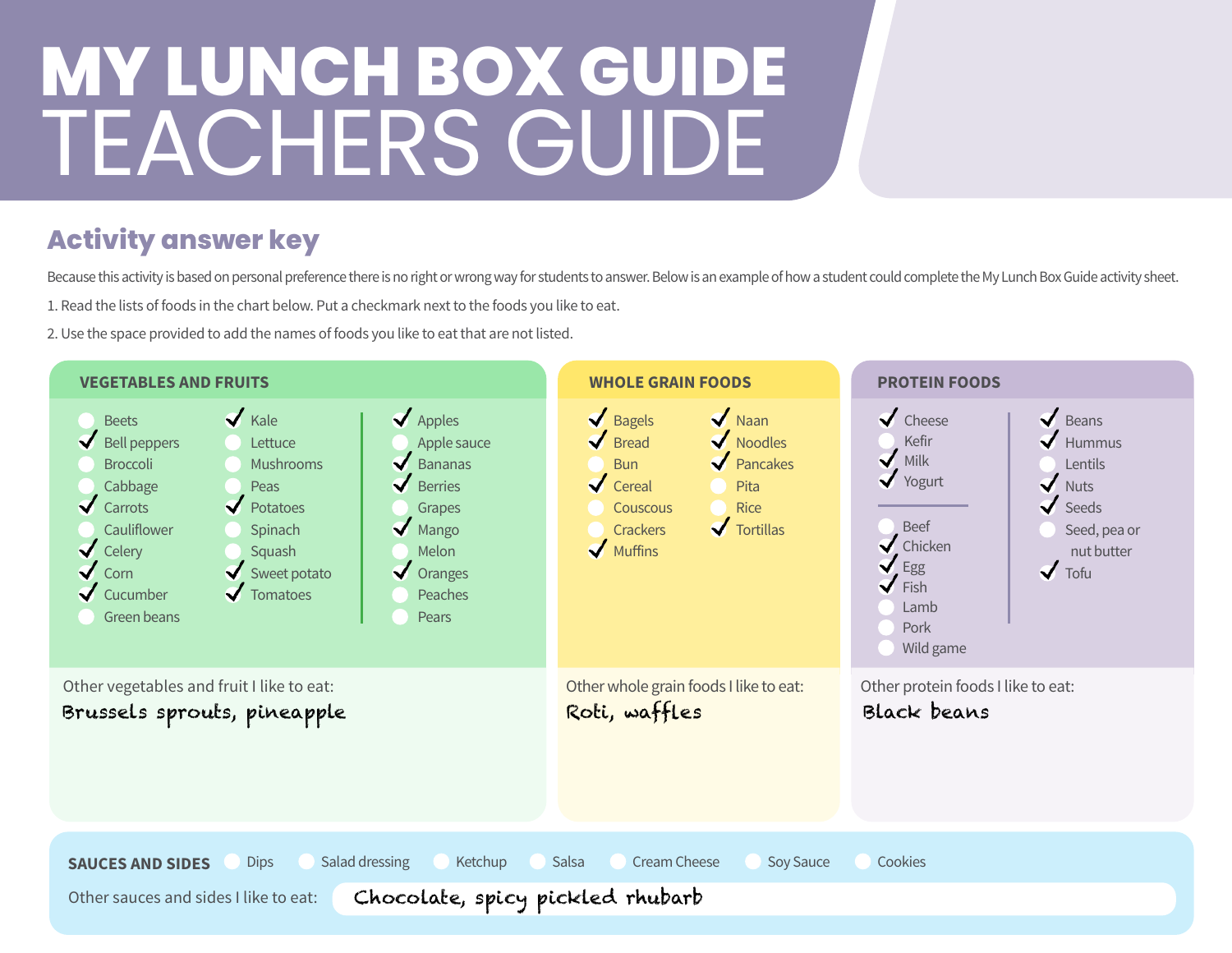# MY LUNCH BOX GUIDE
# TEACHERS GUIDE

## Activity answer key

Because this activity is based on personal preference there is no right or wrong way for students to answer. Below is an example of how a student could complete the My Lunch Box Guide activity sheet.

1. Read the lists of foods in the chart below. Put a checkmark next to the foods you like to eat.
2. Use the space provided to add the names of foods you like to eat that are not listed.

### VEGETABLES AND FRUITS

- [ ] Beets
- [x] Bell peppers
- [ ] Broccoli
- [ ] Cabbage
- [x] Carrots
- [ ] Cauliflower
- [x] Celery
- [x] Corn
- [x] Cucumber
- [ ] Green beans
- [x] Kale
- [ ] Lettuce
- [ ] Mushrooms
- [ ] Peas
- [x] Potatoes
- [ ] Spinach
- [ ] Squash
- [x] Sweet potato
- [x] Tomatoes
- [x] Apples
- [ ] Apple sauce
- [x] Bananas
- [x] Berries
- [ ] Grapes
- [x] Mango
- [ ] Melon
- [x] Oranges
- [ ] Peaches
- [ ] Pears

Other vegetables and fruit I like to eat: Brussels sprouts, pineapple

### WHOLE GRAIN FOODS

- [x] Bagels
- [x] Bread
- [ ] Bun
- [x] Cereal
- [ ] Couscous
- [ ] Crackers
- [x] Muffins
- [x] Naan
- [x] Noodles
- [x] Pancakes
- [ ] Pita
- [ ] Rice
- [x] Tortillas

Other whole grain foods I like to eat: Roti, waffles

### PROTEIN FOODS

- [x] Cheese
- [ ] Kefir
- [x] Milk
- [x] Yogurt
- [ ] Beef
- [x] Chicken
- [x] Egg
- [x] Fish
- [ ] Lamb
- [ ] Pork
- [ ] Wild game
- [x] Beans
- [x] Hummus
- [ ] Lentils
- [x] Nuts
- [x] Seeds
- [ ] Seed, pea or nut butter
- [x] Tofu

Other protein foods I like to eat: Black beans

### SAUCES AND SIDES

- [ ] Dips
- [ ] Salad dressing
- [ ] Ketchup
- [ ] Salsa
- [ ] Cream Cheese
- [ ] Soy Sauce
- [ ] Cookies

Other sauces and sides I like to eat: Chocolate, spicy pickled rhubarb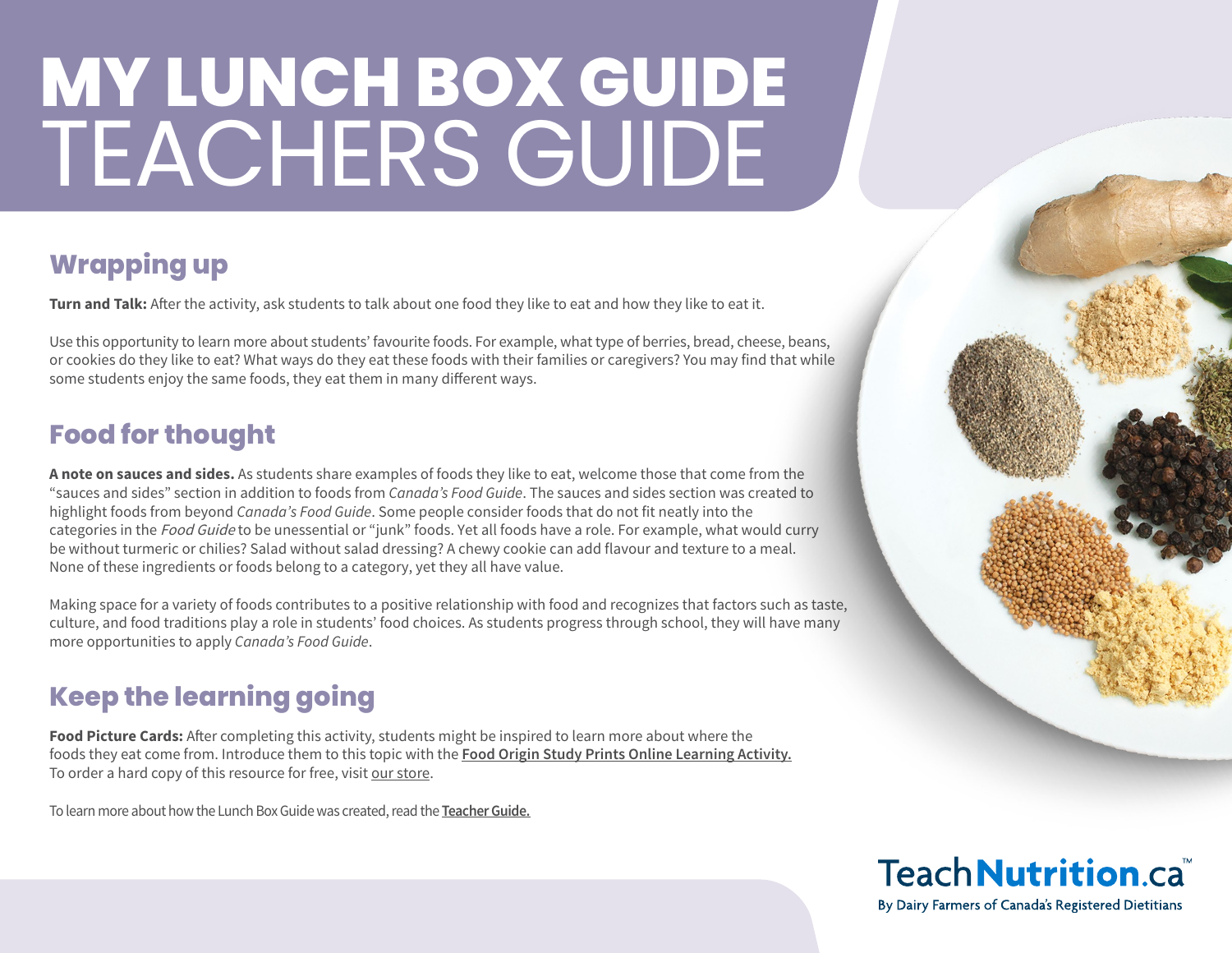# MY LUNCH BOX GUIDE TEACHERS GUIDE

## Wrapping up

**Turn and Talk:** After the activity, ask students to talk about one food they like to eat and how they like to eat it.

Use this opportunity to learn more about students' favourite foods. For example, what type of berries, bread, cheese, beans, or cookies do they like to eat? What ways do they eat these foods with their families or caregivers? You may find that while some students enjoy the same foods, they eat them in many different ways.

## Food for thought

**A note on sauces and sides.** As students share examples of foods they like to eat, welcome those that come from the "sauces and sides" section in addition to foods from *Canada's Food Guide*. The sauces and sides section was created to highlight foods from beyond *Canada's Food Guide*. Some people consider foods that do not fit neatly into the categories in the *Food Guide* to be unessential or "junk" foods. Yet all foods have a role. For example, what would curry be without turmeric or chilies? Salad without salad dressing? A chewy cookie can add flavour and texture to a meal. None of these ingredients or foods belong to a category, yet they all have value.

Making space for a variety of foods contributes to a positive relationship with food and recognizes that factors such as taste, culture, and food traditions play a role in students' food choices. As students progress through school, they will have many more opportunities to apply *Canada's Food Guide*.

## Keep the learning going

**Food Picture Cards:** After completing this activity, students might be inspired to learn more about where the foods they eat come from. Introduce them to this topic with the **Food Origin Study Prints Online Learning Activity.** To order a hard copy of this resource for free, visit our store.

To learn more about how the Lunch Box Guide was created, read the **Teacher Guide.**

TeachNutrition.ca™

By Dairy Farmers of Canada's Registered Dietitians